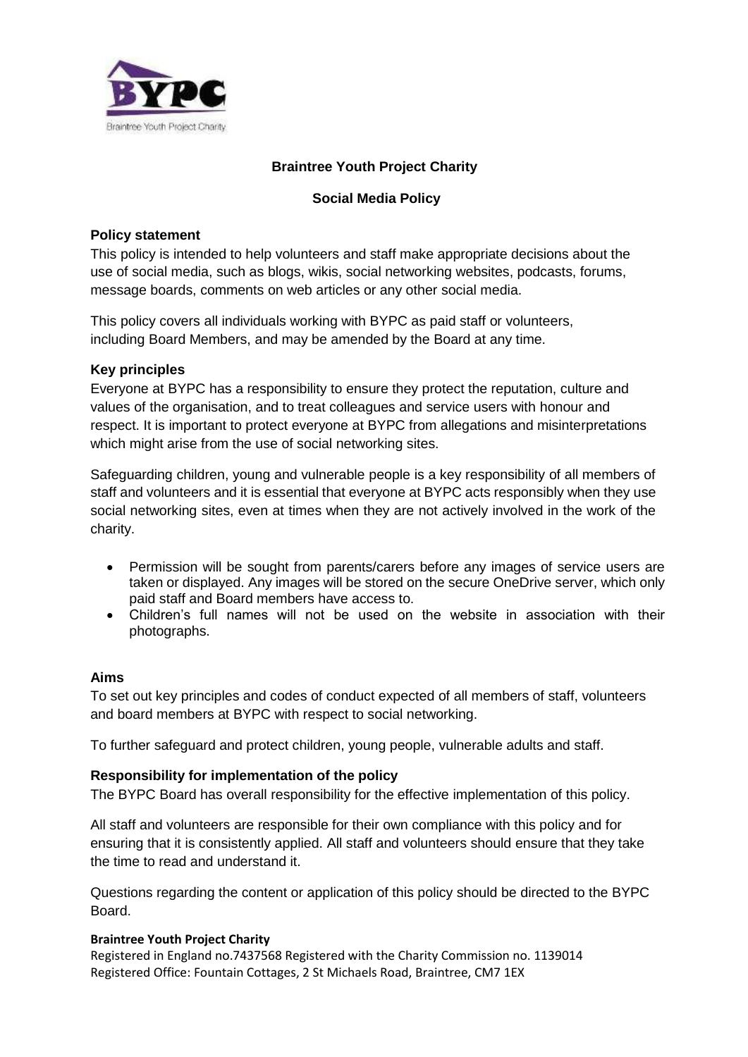# Braintree Youth Project Charity

## Social Media Policy

### Policy statement

This policy is intended to help volunteers and staff make appropriate decisions about the use of social media, such as blogs, wikis, social networking websites, podcasts, forums, message boards, comments on web articles or any other social media.

This policy covers all individuals working with BYPC as paid staff or volunteers, including Board Members, and may be amended by the Board at any time.

### Key principles

Everyone at BYPC has a responsibility to ensure they protect the reputation, culture and values of the organisation, and to treat colleagues and service users with honour and respect. It is important to protect everyone at BYPC from allegations and misinterpretations which might arise from the use of social networking sites.

Safeguarding children, young and vulnerable people is a key responsibility of all members of staff and volunteers and it is essential that everyone at BYPC acts responsibly when they use social networking sites, even at times when they are not actively involved in the work of the charity.

- Permission will be sought from parents/carers before any images of service users are taken or displayed. Any images will be stored on the secure OneDrive server, which only paid staff and Board members have access to.
- Children's full names will not be used on the website in association with their photographs.

### Aims

To set out key principles and codes of conduct expected of all members of staff, volunteers and board members at BYPC with respect to social networking.

To further safeguard and protect children, young people, vulnerable adults and staff.

### Responsibility for implementation of the policy

The BYPC Board has overall responsibility for the effective implementation of this policy.

All staff and volunteers are responsible for their own compliance with this policy and for ensuring that it is consistently applied. All staff and volunteers should ensure that they take the time to read and understand it.

Questions regarding the content or application of this policy should be directed to the BYPC Board.

**Braintree Youth Project Charity**
Registered in England no.7437568 Registered with the Charity Commission no. 1139014
Registered Office: Fountain Cottages, 2 St Michaels Road, Braintree, CM7 1EX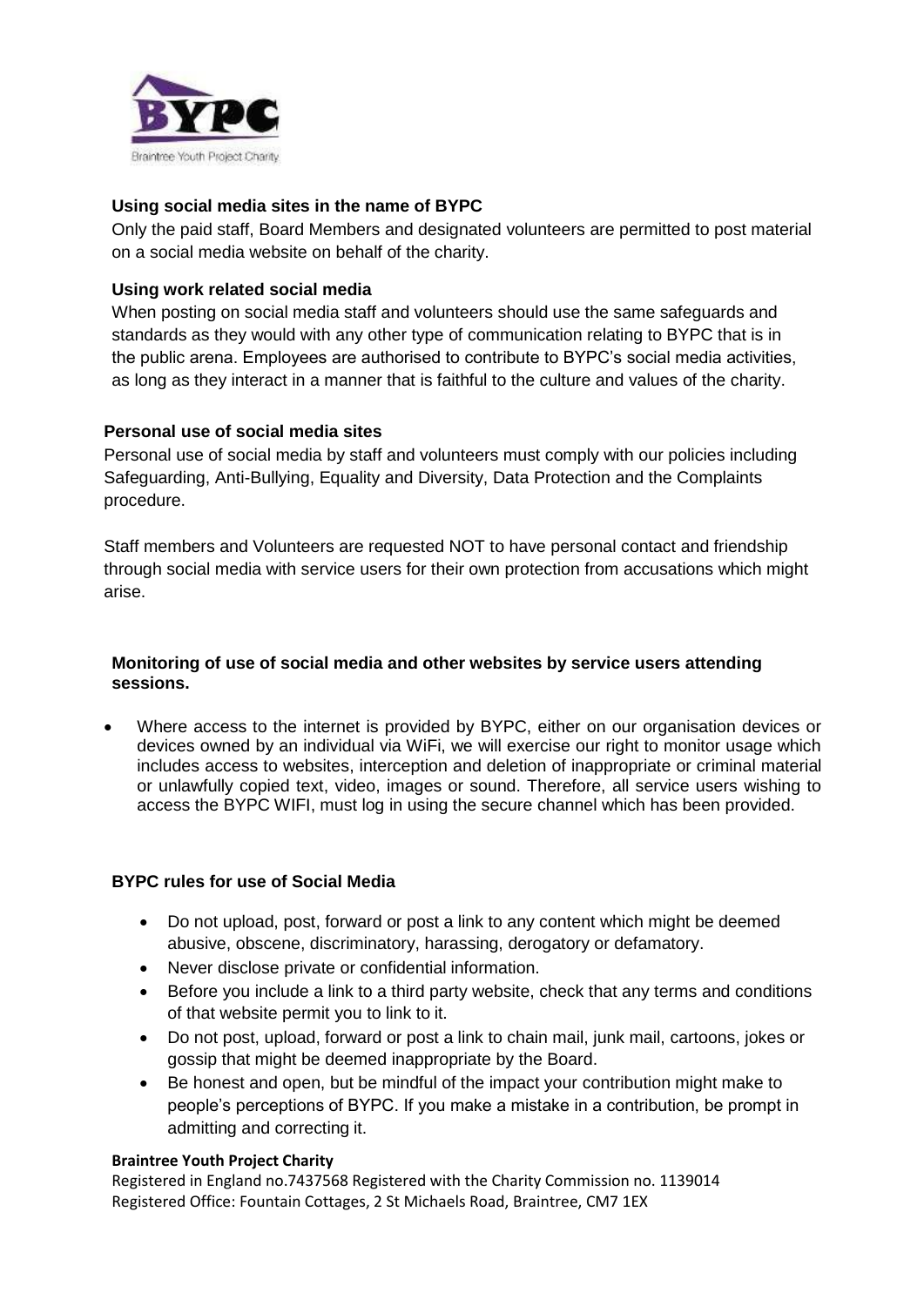### Using social media sites in the name of BYPC

Only the paid staff, Board Members and designated volunteers are permitted to post material on a social media website on behalf of the charity.

### Using work related social media

When posting on social media staff and volunteers should use the same safeguards and standards as they would with any other type of communication relating to BYPC that is in the public arena. Employees are authorised to contribute to BYPC's social media activities, as long as they interact in a manner that is faithful to the culture and values of the charity.

### Personal use of social media sites

Personal use of social media by staff and volunteers must comply with our policies including Safeguarding, Anti-Bullying, Equality and Diversity, Data Protection and the Complaints procedure.

Staff members and Volunteers are requested NOT to have personal contact and friendship through social media with service users for their own protection from accusations which might arise.

### Monitoring of use of social media and other websites by service users attending sessions.

- Where access to the internet is provided by BYPC, either on our organisation devices or devices owned by an individual via WiFi, we will exercise our right to monitor usage which includes access to websites, interception and deletion of inappropriate or criminal material or unlawfully copied text, video, images or sound. Therefore, all service users wishing to access the BYPC WIFI, must log in using the secure channel which has been provided.

### BYPC rules for use of Social Media

- Do not upload, post, forward or post a link to any content which might be deemed abusive, obscene, discriminatory, harassing, derogatory or defamatory.
- Never disclose private or confidential information.
- Before you include a link to a third party website, check that any terms and conditions of that website permit you to link to it.
- Do not post, upload, forward or post a link to chain mail, junk mail, cartoons, jokes or gossip that might be deemed inappropriate by the Board.
- Be honest and open, but be mindful of the impact your contribution might make to people's perceptions of BYPC. If you make a mistake in a contribution, be prompt in admitting and correcting it.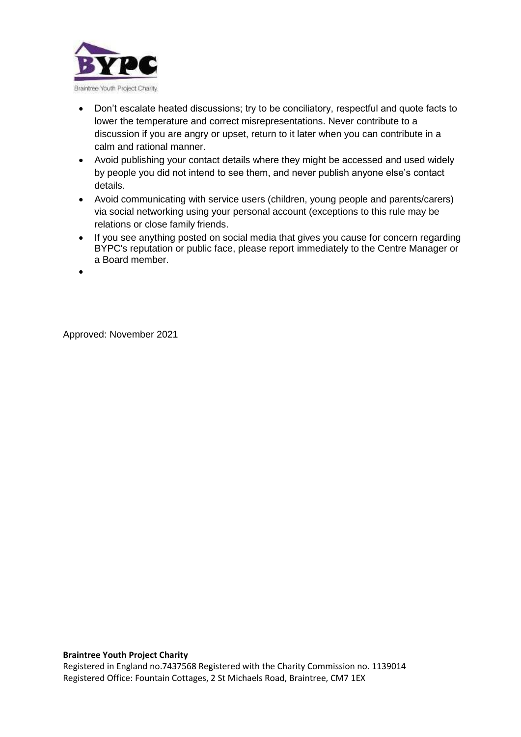- Don't escalate heated discussions; try to be conciliatory, respectful and quote facts to lower the temperature and correct misrepresentations. Never contribute to a discussion if you are angry or upset, return to it later when you can contribute in a calm and rational manner.
- Avoid publishing your contact details where they might be accessed and used widely by people you did not intend to see them, and never publish anyone else's contact details.
- Avoid communicating with service users (children, young people and parents/carers) via social networking using your personal account (exceptions to this rule may be relations or close family friends.
- If you see anything posted on social media that gives you cause for concern regarding BYPC's reputation or public face, please report immediately to the Centre Manager or a Board member.

Approved: November 2021

**Braintree Youth Project Charity**
Registered in England no.7437568 Registered with the Charity Commission no. 1139014
Registered Office: Fountain Cottages, 2 St Michaels Road, Braintree, CM7 1EX